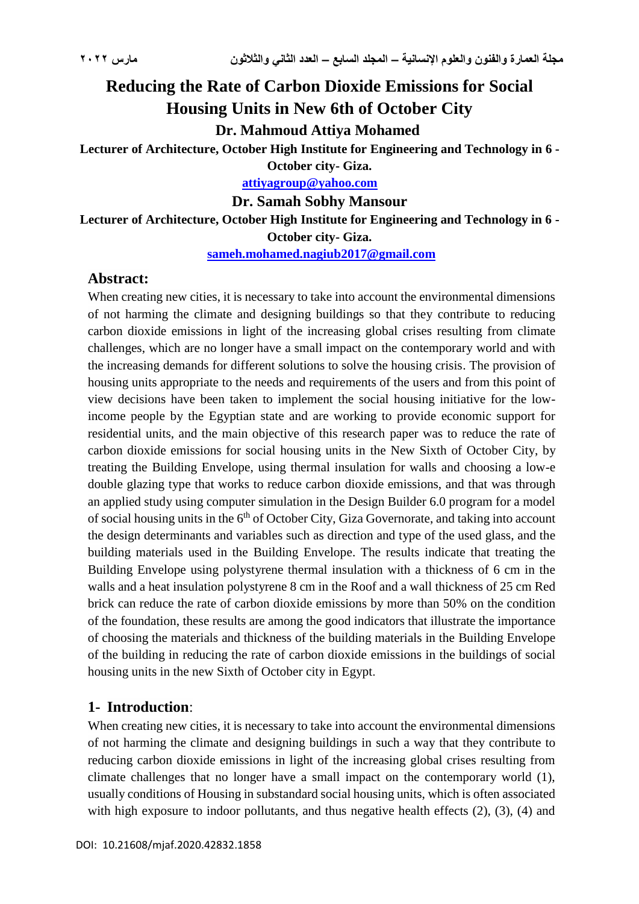# Reducing the Rate of Carbon Dioxide Emissions for Social Housing Units in New 6th of October City

**Dr. Mahmoud Attiya Mohamed**

**Lecturer of Architecture, October High Institute for Engineering and Technology in 6 - October city- Giza.**

**attiyagroup@yahoo.com**

**Dr. Samah Sobhy Mansour**

**Lecturer of Architecture, October High Institute for Engineering and Technology in 6 - October city- Giza.**

**sameh.mohamed.nagiub2017@gmail.com**

## Abstract:

When creating new cities, it is necessary to take into account the environmental dimensions of not harming the climate and designing buildings so that they contribute to reducing carbon dioxide emissions in light of the increasing global crises resulting from climate challenges, which are no longer have a small impact on the contemporary world and with the increasing demands for different solutions to solve the housing crisis. The provision of housing units appropriate to the needs and requirements of the users and from this point of view decisions have been taken to implement the social housing initiative for the low-income people by the Egyptian state and are working to provide economic support for residential units, and the main objective of this research paper was to reduce the rate of carbon dioxide emissions for social housing units in the New Sixth of October City, by treating the Building Envelope, using thermal insulation for walls and choosing a low-e double glazing type that works to reduce carbon dioxide emissions, and that was through an applied study using computer simulation in the Design Builder 6.0 program for a model of social housing units in the 6th of October City, Giza Governorate, and taking into account the design determinants and variables such as direction and type of the used glass, and the building materials used in the Building Envelope. The results indicate that treating the Building Envelope using polystyrene thermal insulation with a thickness of 6 cm in the walls and a heat insulation polystyrene 8 cm in the Roof and a wall thickness of 25 cm Red brick can reduce the rate of carbon dioxide emissions by more than 50% on the condition of the foundation, these results are among the good indicators that illustrate the importance of choosing the materials and thickness of the building materials in the Building Envelope of the building in reducing the rate of carbon dioxide emissions in the buildings of social housing units in the new Sixth of October city in Egypt.

## 1- Introduction:

When creating new cities, it is necessary to take into account the environmental dimensions of not harming the climate and designing buildings in such a way that they contribute to reducing carbon dioxide emissions in light of the increasing global crises resulting from climate challenges that no longer have a small impact on the contemporary world (1), usually conditions of Housing in substandard social housing units, which is often associated with high exposure to indoor pollutants, and thus negative health effects (2), (3), (4) and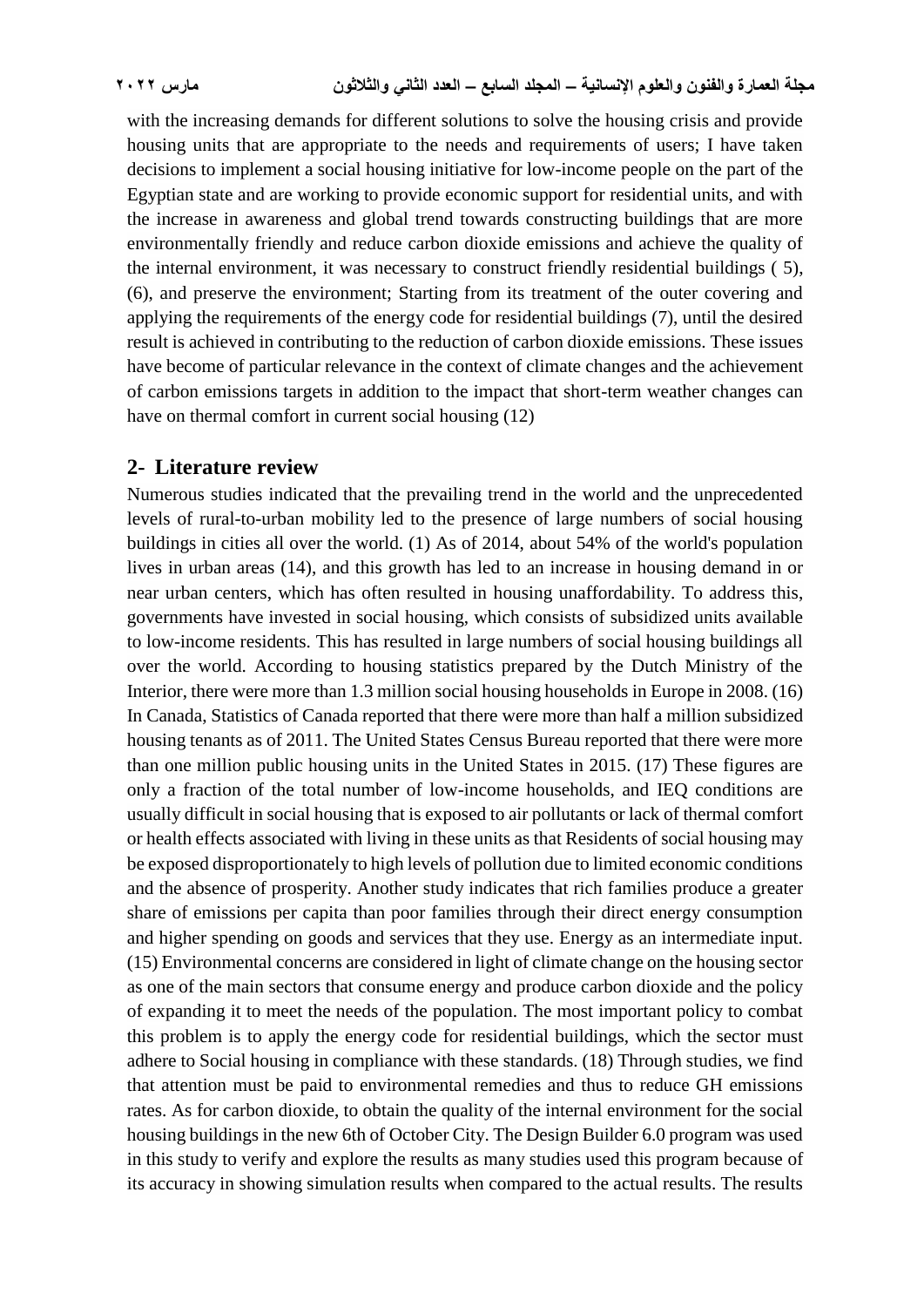with the increasing demands for different solutions to solve the housing crisis and provide housing units that are appropriate to the needs and requirements of users; I have taken decisions to implement a social housing initiative for low-income people on the part of the Egyptian state and are working to provide economic support for residential units, and with the increase in awareness and global trend towards constructing buildings that are more environmentally friendly and reduce carbon dioxide emissions and achieve the quality of the internal environment, it was necessary to construct friendly residential buildings ( 5), (6), and preserve the environment; Starting from its treatment of the outer covering and applying the requirements of the energy code for residential buildings (7), until the desired result is achieved in contributing to the reduction of carbon dioxide emissions. These issues have become of particular relevance in the context of climate changes and the achievement of carbon emissions targets in addition to the impact that short-term weather changes can have on thermal comfort in current social housing (12)

## 2- Literature review

Numerous studies indicated that the prevailing trend in the world and the unprecedented levels of rural-to-urban mobility led to the presence of large numbers of social housing buildings in cities all over the world. (1) As of 2014, about 54% of the world's population lives in urban areas (14), and this growth has led to an increase in housing demand in or near urban centers, which has often resulted in housing unaffordability. To address this, governments have invested in social housing, which consists of subsidized units available to low-income residents. This has resulted in large numbers of social housing buildings all over the world. According to housing statistics prepared by the Dutch Ministry of the Interior, there were more than 1.3 million social housing households in Europe in 2008. (16) In Canada, Statistics of Canada reported that there were more than half a million subsidized housing tenants as of 2011. The United States Census Bureau reported that there were more than one million public housing units in the United States in 2015. (17) These figures are only a fraction of the total number of low-income households, and IEQ conditions are usually difficult in social housing that is exposed to air pollutants or lack of thermal comfort or health effects associated with living in these units as that Residents of social housing may be exposed disproportionately to high levels of pollution due to limited economic conditions and the absence of prosperity. Another study indicates that rich families produce a greater share of emissions per capita than poor families through their direct energy consumption and higher spending on goods and services that they use. Energy as an intermediate input. (15) Environmental concerns are considered in light of climate change on the housing sector as one of the main sectors that consume energy and produce carbon dioxide and the policy of expanding it to meet the needs of the population. The most important policy to combat this problem is to apply the energy code for residential buildings, which the sector must adhere to Social housing in compliance with these standards. (18) Through studies, we find that attention must be paid to environmental remedies and thus to reduce GH emissions rates. As for carbon dioxide, to obtain the quality of the internal environment for the social housing buildings in the new 6th of October City. The Design Builder 6.0 program was used in this study to verify and explore the results as many studies used this program because of its accuracy in showing simulation results when compared to the actual results. The results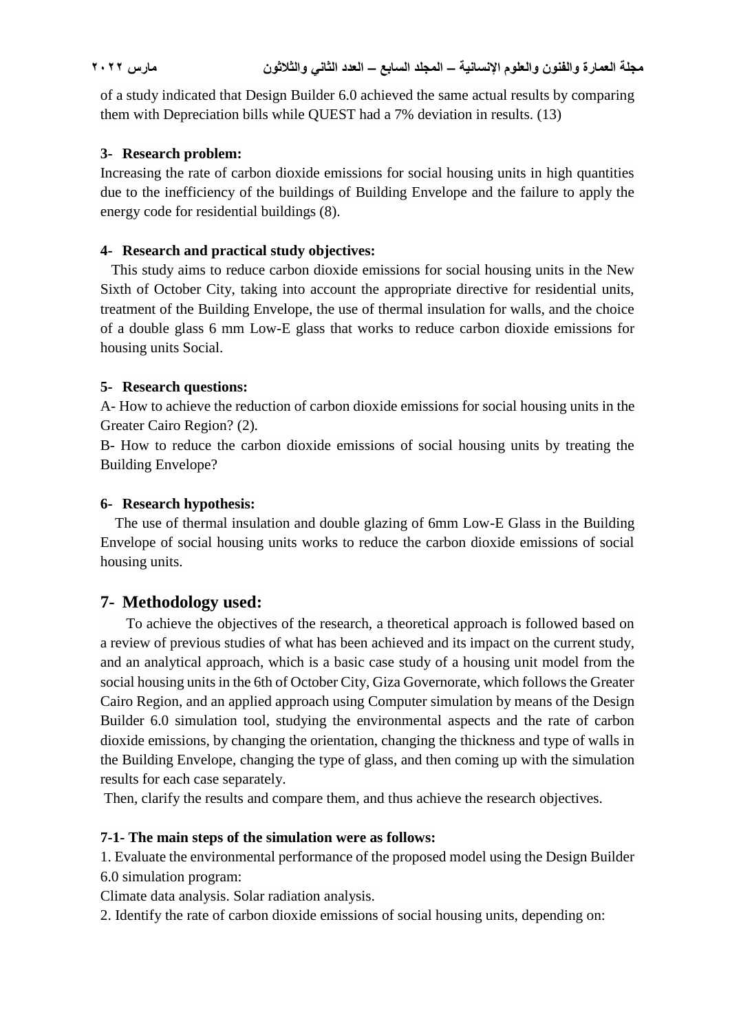of a study indicated that Design Builder 6.0 achieved the same actual results by comparing them with Depreciation bills while QUEST had a 7% deviation in results. (13)

### 3- Research problem:

Increasing the rate of carbon dioxide emissions for social housing units in high quantities due to the inefficiency of the buildings of Building Envelope and the failure to apply the energy code for residential buildings (8).

### 4- Research and practical study objectives:

This study aims to reduce carbon dioxide emissions for social housing units in the New Sixth of October City, taking into account the appropriate directive for residential units, treatment of the Building Envelope, the use of thermal insulation for walls, and the choice of a double glass 6 mm Low-E glass that works to reduce carbon dioxide emissions for housing units Social.

### 5- Research questions:

A- How to achieve the reduction of carbon dioxide emissions for social housing units in the Greater Cairo Region? (2).

B- How to reduce the carbon dioxide emissions of social housing units by treating the Building Envelope?

### 6- Research hypothesis:

The use of thermal insulation and double glazing of 6mm Low-E Glass in the Building Envelope of social housing units works to reduce the carbon dioxide emissions of social housing units.

## 7- Methodology used:

To achieve the objectives of the research, a theoretical approach is followed based on a review of previous studies of what has been achieved and its impact on the current study, and an analytical approach, which is a basic case study of a housing unit model from the social housing units in the 6th of October City, Giza Governorate, which follows the Greater Cairo Region, and an applied approach using Computer simulation by means of the Design Builder 6.0 simulation tool, studying the environmental aspects and the rate of carbon dioxide emissions, by changing the orientation, changing the thickness and type of walls in the Building Envelope, changing the type of glass, and then coming up with the simulation results for each case separately.

Then, clarify the results and compare them, and thus achieve the research objectives.

### 7-1- The main steps of the simulation were as follows:

1. Evaluate the environmental performance of the proposed model using the Design Builder 6.0 simulation program:

Climate data analysis. Solar radiation analysis.

2. Identify the rate of carbon dioxide emissions of social housing units, depending on: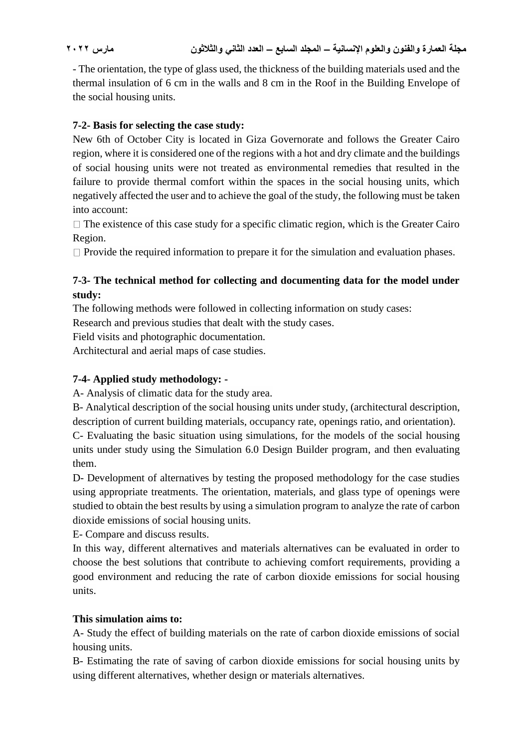- The orientation, the type of glass used, the thickness of the building materials used and the thermal insulation of 6 cm in the walls and 8 cm in the Roof in the Building Envelope of the social housing units.

### 7-2- Basis for selecting the case study:

New 6th of October City is located in Giza Governorate and follows the Greater Cairo region, where it is considered one of the regions with a hot and dry climate and the buildings of social housing units were not treated as environmental remedies that resulted in the failure to provide thermal comfort within the spaces in the social housing units, which negatively affected the user and to achieve the goal of the study, the following must be taken into account:

- The existence of this case study for a specific climatic region, which is the Greater Cairo Region.
- Provide the required information to prepare it for the simulation and evaluation phases.

### 7-3- The technical method for collecting and documenting data for the model under study:

The following methods were followed in collecting information on study cases:

Research and previous studies that dealt with the study cases.

Field visits and photographic documentation.

Architectural and aerial maps of case studies.

### 7-4- Applied study methodology: -

A- Analysis of climatic data for the study area.

B- Analytical description of the social housing units under study, (architectural description, description of current building materials, occupancy rate, openings ratio, and orientation).

C- Evaluating the basic situation using simulations, for the models of the social housing units under study using the Simulation 6.0 Design Builder program, and then evaluating them.

D- Development of alternatives by testing the proposed methodology for the case studies using appropriate treatments. The orientation, materials, and glass type of openings were studied to obtain the best results by using a simulation program to analyze the rate of carbon dioxide emissions of social housing units.

E- Compare and discuss results.

In this way, different alternatives and materials alternatives can be evaluated in order to choose the best solutions that contribute to achieving comfort requirements, providing a good environment and reducing the rate of carbon dioxide emissions for social housing units.

**This simulation aims to:**

A- Study the effect of building materials on the rate of carbon dioxide emissions of social housing units.

B- Estimating the rate of saving of carbon dioxide emissions for social housing units by using different alternatives, whether design or materials alternatives.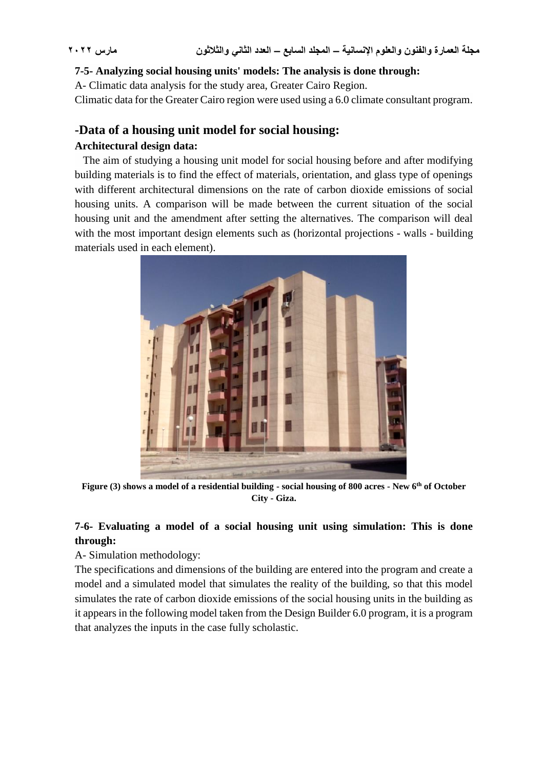**7-5- Analyzing social housing units' models: The analysis is done through:**

A- Climatic data analysis for the study area, Greater Cairo Region.

Climatic data for the Greater Cairo region were used using a 6.0 climate consultant program.

## -Data of a housing unit model for social housing:

**Architectural design data:**

The aim of studying a housing unit model for social housing before and after modifying building materials is to find the effect of materials, orientation, and glass type of openings with different architectural dimensions on the rate of carbon dioxide emissions of social housing units. A comparison will be made between the current situation of the social housing unit and the amendment after setting the alternatives. The comparison will deal with the most important design elements such as (horizontal projections - walls - building materials used in each element).

**Figure (3) shows a model of a residential building - social housing of 800 acres - New 6th of October City - Giza.**

**7-6- Evaluating a model of a social housing unit using simulation: This is done through:**

A- Simulation methodology:

The specifications and dimensions of the building are entered into the program and create a model and a simulated model that simulates the reality of the building, so that this model simulates the rate of carbon dioxide emissions of the social housing units in the building as it appears in the following model taken from the Design Builder 6.0 program, it is a program that analyzes the inputs in the case fully scholastic.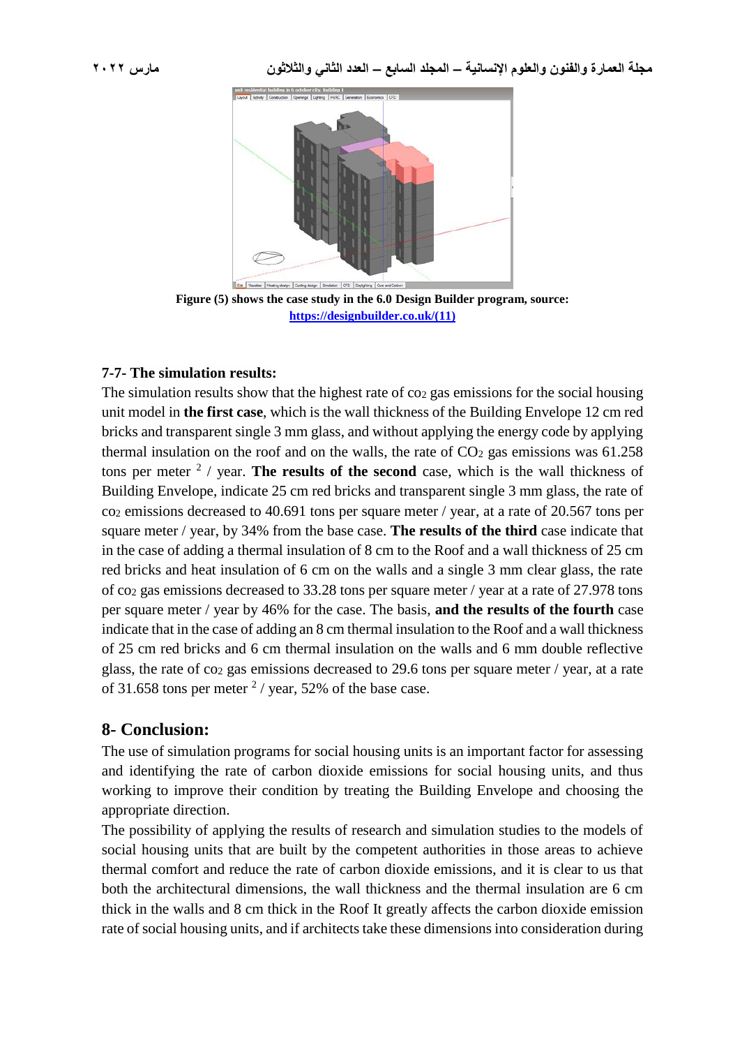**Figure (5) shows the case study in the 6.0 Design Builder program, source: https://designbuilder.co.uk/(11)**

### 7-7- The simulation results:

The simulation results show that the highest rate of $co_2$ gas emissions for the social housing unit model in **the first case**, which is the wall thickness of the Building Envelope 12 cm red bricks and transparent single 3 mm glass, and without applying the energy code by applying thermal insulation on the roof and on the walls, the rate of $CO_2$ gas emissions was 61.258 tons per meter $^2$ / year. **The results of the second** case, which is the wall thickness of Building Envelope, indicate 25 cm red bricks and transparent single 3 mm glass, the rate of $co_2$ emissions decreased to 40.691 tons per square meter / year, at a rate of 20.567 tons per square meter / year, by 34% from the base case. **The results of the third** case indicate that in the case of adding a thermal insulation of 8 cm to the Roof and a wall thickness of 25 cm red bricks and heat insulation of 6 cm on the walls and a single 3 mm clear glass, the rate of $co_2$ gas emissions decreased to 33.28 tons per square meter / year at a rate of 27.978 tons per square meter / year by 46% for the case. The basis, **and the results of the fourth** case indicate that in the case of adding an 8 cm thermal insulation to the Roof and a wall thickness of 25 cm red bricks and 6 cm thermal insulation on the walls and 6 mm double reflective glass, the rate of $co_2$ gas emissions decreased to 29.6 tons per square meter / year, at a rate of 31.658 tons per meter $^2$ / year, 52% of the base case.

## 8- Conclusion:

The use of simulation programs for social housing units is an important factor for assessing and identifying the rate of carbon dioxide emissions for social housing units, and thus working to improve their condition by treating the Building Envelope and choosing the appropriate direction.

The possibility of applying the results of research and simulation studies to the models of social housing units that are built by the competent authorities in those areas to achieve thermal comfort and reduce the rate of carbon dioxide emissions, and it is clear to us that both the architectural dimensions, the wall thickness and the thermal insulation are 6 cm thick in the walls and 8 cm thick in the Roof It greatly affects the carbon dioxide emission rate of social housing units, and if architects take these dimensions into consideration during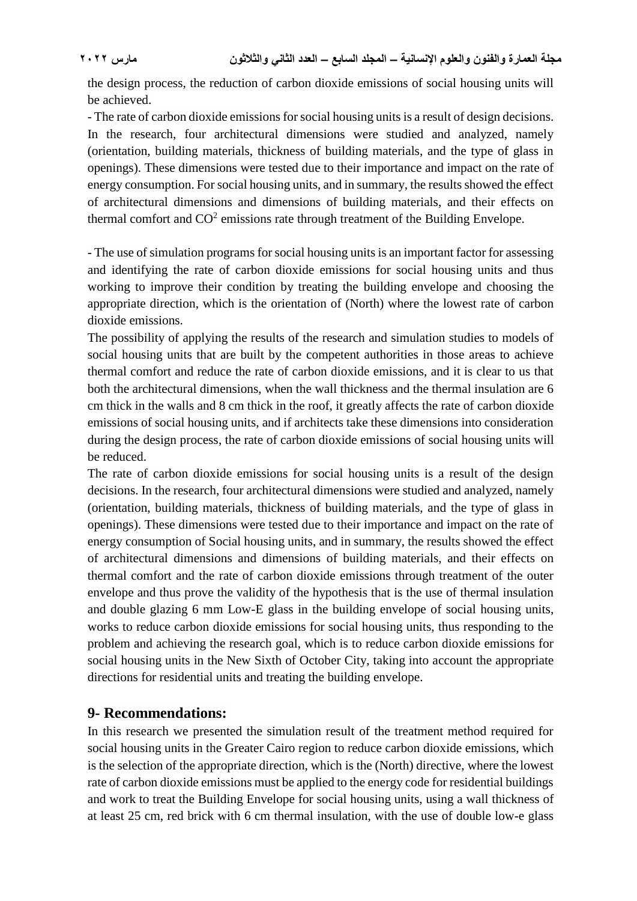the design process, the reduction of carbon dioxide emissions of social housing units will be achieved.

- The rate of carbon dioxide emissions for social housing units is a result of design decisions. In the research, four architectural dimensions were studied and analyzed, namely (orientation, building materials, thickness of building materials, and the type of glass in openings). These dimensions were tested due to their importance and impact on the rate of energy consumption. For social housing units, and in summary, the results showed the effect of architectural dimensions and dimensions of building materials, and their effects on thermal comfort and $CO^2$ emissions rate through treatment of the Building Envelope.

- The use of simulation programs for social housing units is an important factor for assessing and identifying the rate of carbon dioxide emissions for social housing units and thus working to improve their condition by treating the building envelope and choosing the appropriate direction, which is the orientation of (North) where the lowest rate of carbon dioxide emissions.

The possibility of applying the results of the research and simulation studies to models of social housing units that are built by the competent authorities in those areas to achieve thermal comfort and reduce the rate of carbon dioxide emissions, and it is clear to us that both the architectural dimensions, when the wall thickness and the thermal insulation are 6 cm thick in the walls and 8 cm thick in the roof, it greatly affects the rate of carbon dioxide emissions of social housing units, and if architects take these dimensions into consideration during the design process, the rate of carbon dioxide emissions of social housing units will be reduced.

The rate of carbon dioxide emissions for social housing units is a result of the design decisions. In the research, four architectural dimensions were studied and analyzed, namely (orientation, building materials, thickness of building materials, and the type of glass in openings). These dimensions were tested due to their importance and impact on the rate of energy consumption of Social housing units, and in summary, the results showed the effect of architectural dimensions and dimensions of building materials, and their effects on thermal comfort and the rate of carbon dioxide emissions through treatment of the outer envelope and thus prove the validity of the hypothesis that is the use of thermal insulation and double glazing 6 mm Low-E glass in the building envelope of social housing units, works to reduce carbon dioxide emissions for social housing units, thus responding to the problem and achieving the research goal, which is to reduce carbon dioxide emissions for social housing units in the New Sixth of October City, taking into account the appropriate directions for residential units and treating the building envelope.

## 9- Recommendations:

In this research we presented the simulation result of the treatment method required for social housing units in the Greater Cairo region to reduce carbon dioxide emissions, which is the selection of the appropriate direction, which is the (North) directive, where the lowest rate of carbon dioxide emissions must be applied to the energy code for residential buildings and work to treat the Building Envelope for social housing units, using a wall thickness of at least 25 cm, red brick with 6 cm thermal insulation, with the use of double low-e glass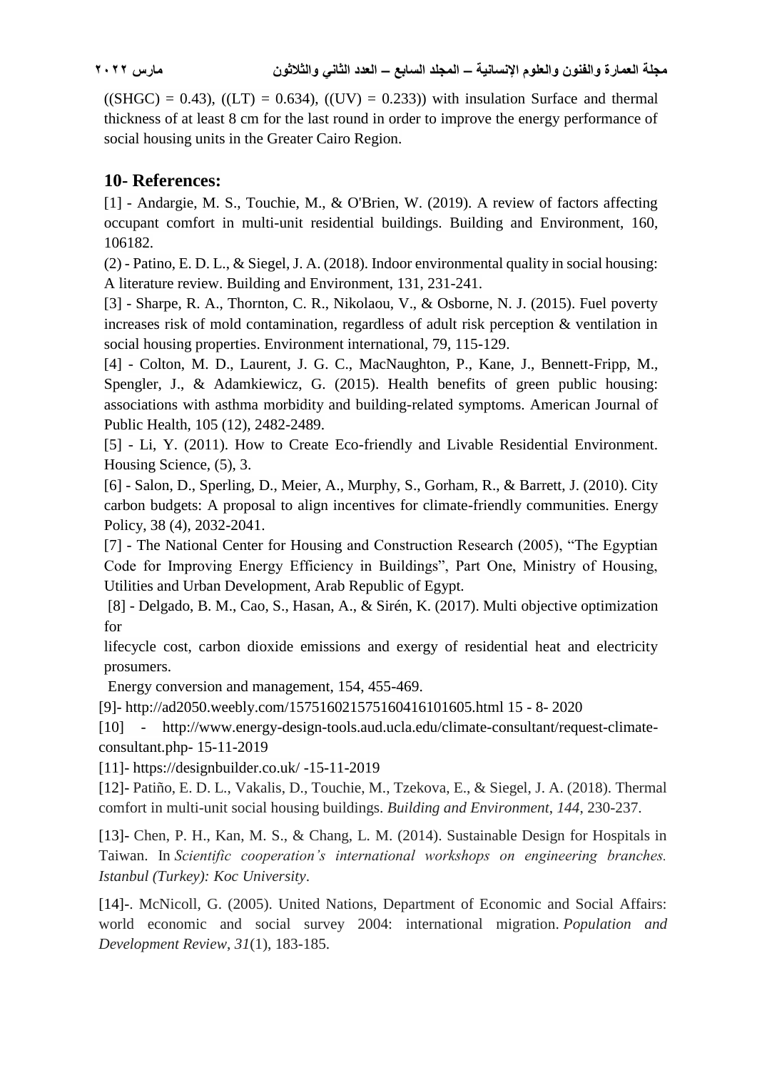((SHGC) = 0.43), ((LT) = 0.634), ((UV) = 0.233)) with insulation Surface and thermal thickness of at least 8 cm for the last round in order to improve the energy performance of social housing units in the Greater Cairo Region.

## 10- References:

[1] - Andargie, M. S., Touchie, M., & O'Brien, W. (2019). A review of factors affecting occupant comfort in multi-unit residential buildings. Building and Environment, 160, 106182.

(2) - Patino, E. D. L., & Siegel, J. A. (2018). Indoor environmental quality in social housing: A literature review. Building and Environment, 131, 231-241.

[3] - Sharpe, R. A., Thornton, C. R., Nikolaou, V., & Osborne, N. J. (2015). Fuel poverty increases risk of mold contamination, regardless of adult risk perception & ventilation in social housing properties. Environment international, 79, 115-129.

[4] - Colton, M. D., Laurent, J. G. C., MacNaughton, P., Kane, J., Bennett-Fripp, M., Spengler, J., & Adamkiewicz, G. (2015). Health benefits of green public housing: associations with asthma morbidity and building-related symptoms. American Journal of Public Health, 105 (12), 2482-2489.

[5] - Li, Y. (2011). How to Create Eco-friendly and Livable Residential Environment. Housing Science, (5), 3.

[6] - Salon, D., Sperling, D., Meier, A., Murphy, S., Gorham, R., & Barrett, J. (2010). City carbon budgets: A proposal to align incentives for climate-friendly communities. Energy Policy, 38 (4), 2032-2041.

[7] - The National Center for Housing and Construction Research (2005), "The Egyptian Code for Improving Energy Efficiency in Buildings", Part One, Ministry of Housing, Utilities and Urban Development, Arab Republic of Egypt.

[8] - Delgado, B. M., Cao, S., Hasan, A., & Sirén, K. (2017). Multi objective optimization for lifecycle cost, carbon dioxide emissions and exergy of residential heat and electricity prosumers. Energy conversion and management, 154, 455-469.

[9]- http://ad2050.weebly.com/1575160215751604161016 05.html 15 - 8- 2020

[10] - http://www.energy-design-tools.aud.ucla.edu/climate-consultant/request-climate-consultant.php- 15-11-2019

[11]- https://designbuilder.co.uk/ -15-11-2019

[12]- Patiño, E. D. L., Vakalis, D., Touchie, M., Tzekova, E., & Siegel, J. A. (2018). Thermal comfort in multi-unit social housing buildings. *Building and Environment*, *144*, 230-237.

[13]- Chen, P. H., Kan, M. S., & Chang, L. M. (2014). Sustainable Design for Hospitals in Taiwan. In *Scientific cooperation's international workshops on engineering branches. Istanbul (Turkey): Koc University*.

[14]-. McNicoll, G. (2005). United Nations, Department of Economic and Social Affairs: world economic and social survey 2004: international migration. *Population and Development Review*, *31*(1), 183-185.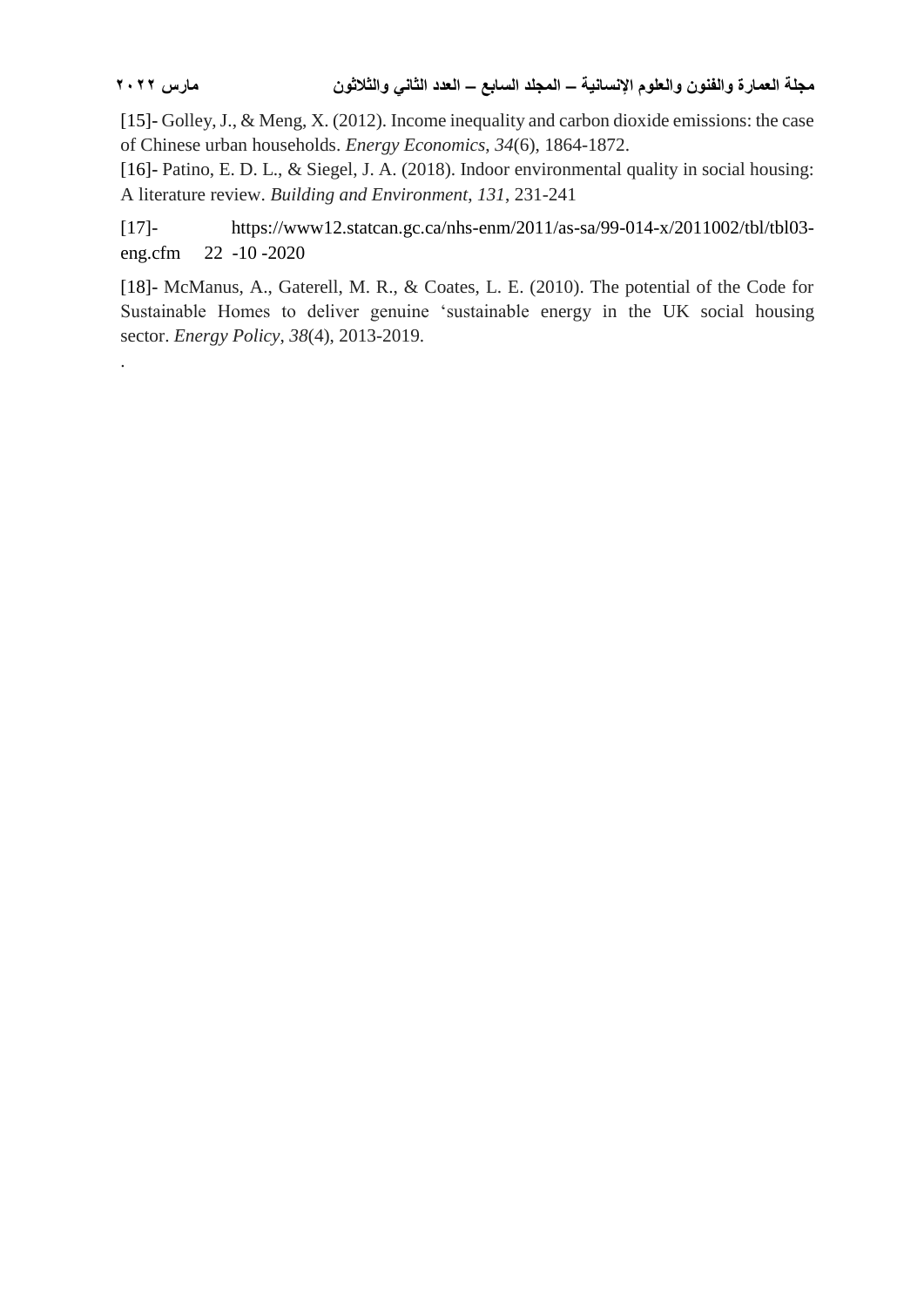[15]- Golley, J., & Meng, X. (2012). Income inequality and carbon dioxide emissions: the case of Chinese urban households. *Energy Economics*, *34*(6), 1864-1872.

[16]- Patino, E. D. L., & Siegel, J. A. (2018). Indoor environmental quality in social housing: A literature review. *Building and Environment*, *131*, 231-241

[17]- https://www12.statcan.gc.ca/nhs-enm/2011/as-sa/99-014-x/2011002/tbl/tbl03-eng.cfm 22 -10 -2020

[18]- McManus, A., Gaterell, M. R., & Coates, L. E. (2010). The potential of the Code for Sustainable Homes to deliver genuine 'sustainable energy in the UK social housing sector. *Energy Policy*, *38*(4), 2013-2019.

.